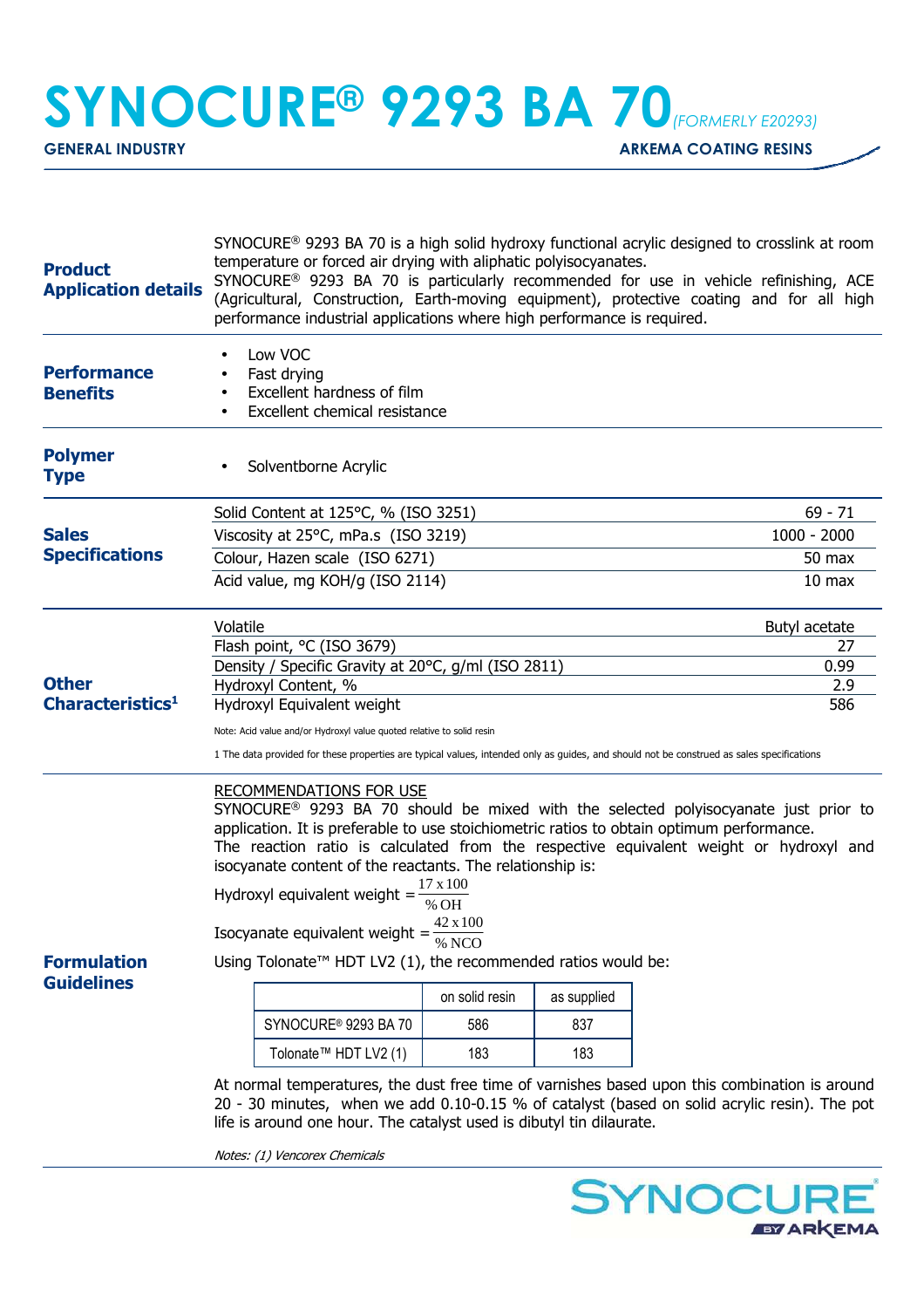# SYNOCURE® 9293 BA 70 *(FORMERLY E20293)*

**GENERAL INDUSTRY** | **ARKEMA COATING RESINS**

## Product Application details

SYNOCURE® 9293 BA 70 is a high solid hydroxy functional acrylic designed to crosslink at room temperature or forced air drying with aliphatic polyisocyanates.
SYNOCURE® 9293 BA 70 is particularly recommended for use in vehicle refinishing, ACE (Agricultural, Construction, Earth-moving equipment), protective coating and for all high performance industrial applications where high performance is required.

## Performance Benefits

- Low VOC
- Fast drying
- Excellent hardness of film
- Excellent chemical resistance

## Polymer Type

- Solventborne Acrylic

## Sales Specifications

| Property | Value |
|---|---|
| Solid Content at 125°C, % (ISO 3251) | 69 - 71 |
| Viscosity at 25°C, mPa.s (ISO 3219) | 1000 - 2000 |
| Colour, Hazen scale (ISO 6271) | 50 max |
| Acid value, mg KOH/g (ISO 2114) | 10 max |

## Other Characteristics[1]

| Property | Value |
|---|---|
| Volatile | Butyl acetate |
| Flash point, °C (ISO 3679) | 27 |
| Density / Specific Gravity at 20°C, g/ml (ISO 2811) | 0.99 |
| Hydroxyl Content, % | 2.9 |
| Hydroxyl Equivalent weight | 586 |

Note: Acid value and/or Hydroxyl value quoted relative to solid resin

1 The data provided for these properties are typical values, intended only as guides, and should not be construed as sales specifications

## Formulation Guidelines

RECOMMENDATIONS FOR USE

SYNOCURE® 9293 BA 70 should be mixed with the selected polyisocyanate just prior to application. It is preferable to use stoichiometric ratios to obtain optimum performance.
The reaction ratio is calculated from the respective equivalent weight or hydroxyl and isocyanate content of the reactants. The relationship is:

$$\text{Hydroxyl equivalent weight} = \frac{17 \times 100}{\%\,OH}$$

$$\text{Isocyanate equivalent weight} = \frac{42 \times 100}{\%\,NCO}$$

Using Tolonate™ HDT LV2 (1), the recommended ratios would be:

| | on solid resin | as supplied |
|---|---|---|
| SYNOCURE® 9293 BA 70 | 586 | 837 |
| Tolonate™ HDT LV2 (1) | 183 | 183 |

At normal temperatures, the dust free time of varnishes based upon this combination is around 20 - 30 minutes, when we add 0.10-0.15 % of catalyst (based on solid acrylic resin). The pot life is around one hour. The catalyst used is dibutyl tin dilaurate.

*Notes: (1) Vencorex Chemicals*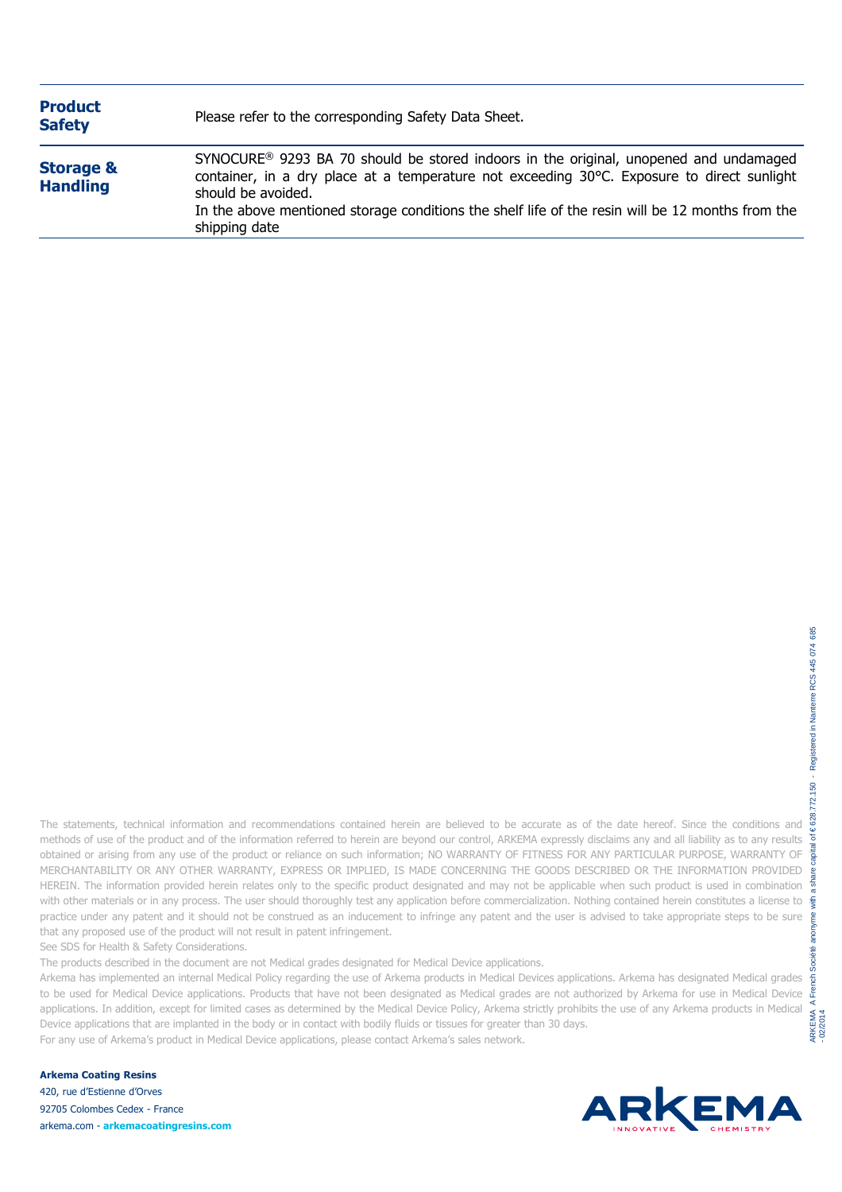| | |
|---|---|
| **Product Safety** | Please refer to the corresponding Safety Data Sheet. |
| **Storage & Handling** | SYNOCURE® 9293 BA 70 should be stored indoors in the original, unopened and undamaged container, in a dry place at a temperature not exceeding 30°C. Exposure to direct sunlight should be avoided.<br>In the above mentioned storage conditions the shelf life of the resin will be 12 months from the shipping date |

The statements, technical information and recommendations contained herein are believed to be accurate as of the date hereof. Since the conditions and methods of use of the product and of the information referred to herein are beyond our control, ARKEMA expressly disclaims any and all liability as to any results obtained or arising from any use of the product or reliance on such information; NO WARRANTY OF FITNESS FOR ANY PARTICULAR PURPOSE, WARRANTY OF MERCHANTABILITY OR ANY OTHER WARRANTY, EXPRESS OR IMPLIED, IS MADE CONCERNING THE GOODS DESCRIBED OR THE INFORMATION PROVIDED HEREIN. The information provided herein relates only to the specific product designated and may not be applicable when such product is used in combination with other materials or in any process. The user should thoroughly test any application before commercialization. Nothing contained herein constitutes a license to practice under any patent and it should not be construed as an inducement to infringe any patent and the user is advised to take appropriate steps to be sure that any proposed use of the product will not result in patent infringement.

See SDS for Health & Safety Considerations.

The products described in the document are not Medical grades designated for Medical Device applications.

Arkema has implemented an internal Medical Policy regarding the use of Arkema products in Medical Devices applications. Arkema has designated Medical grades to be used for Medical Device applications. Products that have not been designated as Medical grades are not authorized by Arkema for use in Medical Device applications. In addition, except for limited cases as determined by the Medical Device Policy, Arkema strictly prohibits the use of any Arkema products in Medical Device applications that are implanted in the body or in contact with bodily fluids or tissues for greater than 30 days.

For any use of Arkema's product in Medical Device applications, please contact Arkema's sales network.

**Arkema Coating Resins**
420, rue d'Estienne d'Orves
92705 Colombes Cedex - France
arkema.com - **arkemacoatingresins.com**

ARKEMA A French Société anonyme with a share capital of € 628.772.150 - Registered in Nanterre RCS 445 074 685 - 02/2014